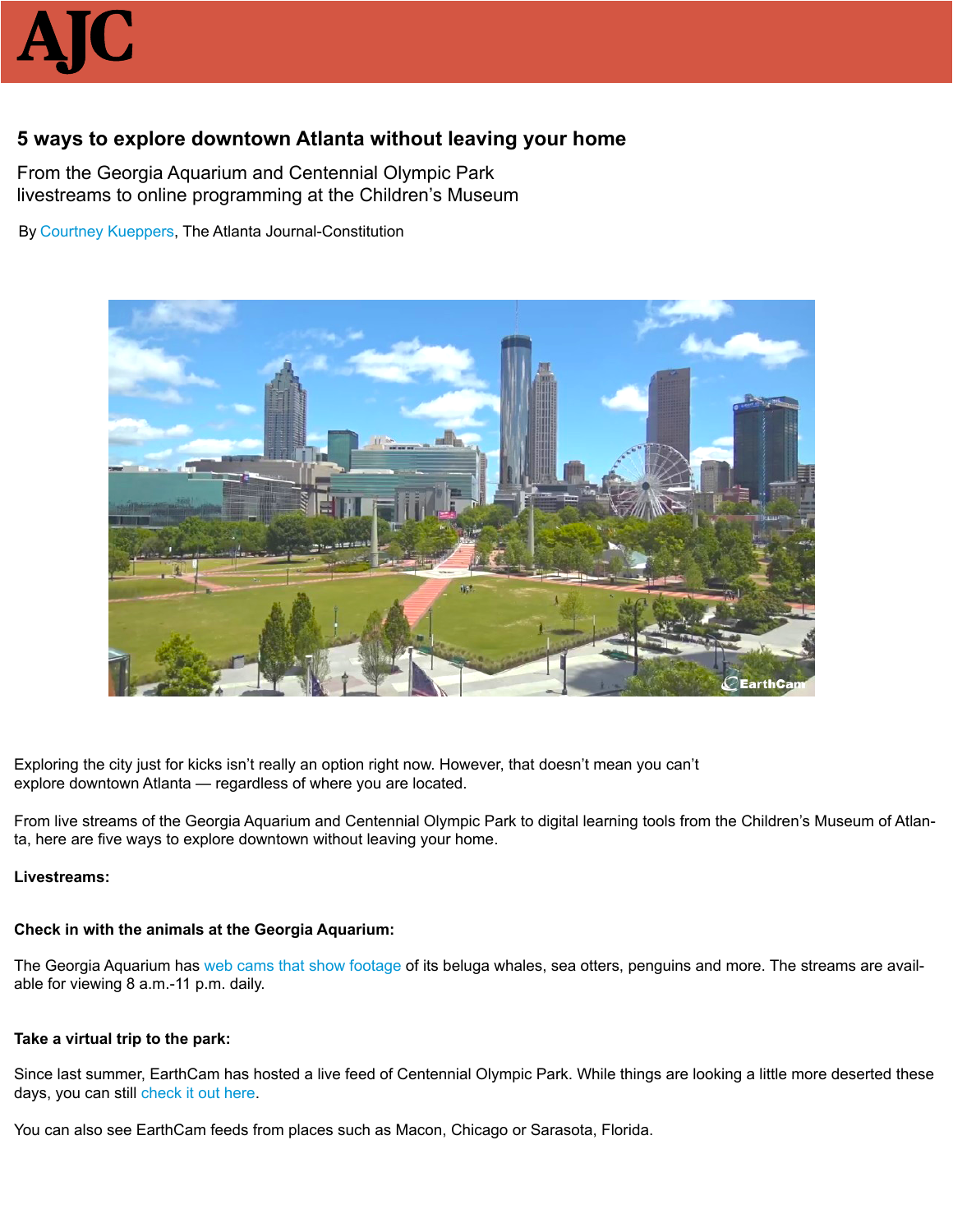AJC

# 5 ways to explore downtown Atlanta without leaving your home

From the Georgia Aquarium and Centennial Olympic Park livestreams to online programming at the Children's Museum

By Courtney Kueppers, The Atlanta Journal-Constitution

Exploring the city just for kicks isn't really an option right now. However, that doesn't mean you can't explore downtown Atlanta — regardless of where you are located.

From live streams of the Georgia Aquarium and Centennial Olympic Park to digital learning tools from the Children's Museum of Atlanta, here are five ways to explore downtown without leaving your home.

**Livestreams:**

**Check in with the animals at the Georgia Aquarium:**

The Georgia Aquarium has web cams that show footage of its beluga whales, sea otters, penguins and more. The streams are available for viewing 8 a.m.-11 p.m. daily.

**Take a virtual trip to the park:**

Since last summer, EarthCam has hosted a live feed of Centennial Olympic Park. While things are looking a little more deserted these days, you can still check it out here.

You can also see EarthCam feeds from places such as Macon, Chicago or Sarasota, Florida.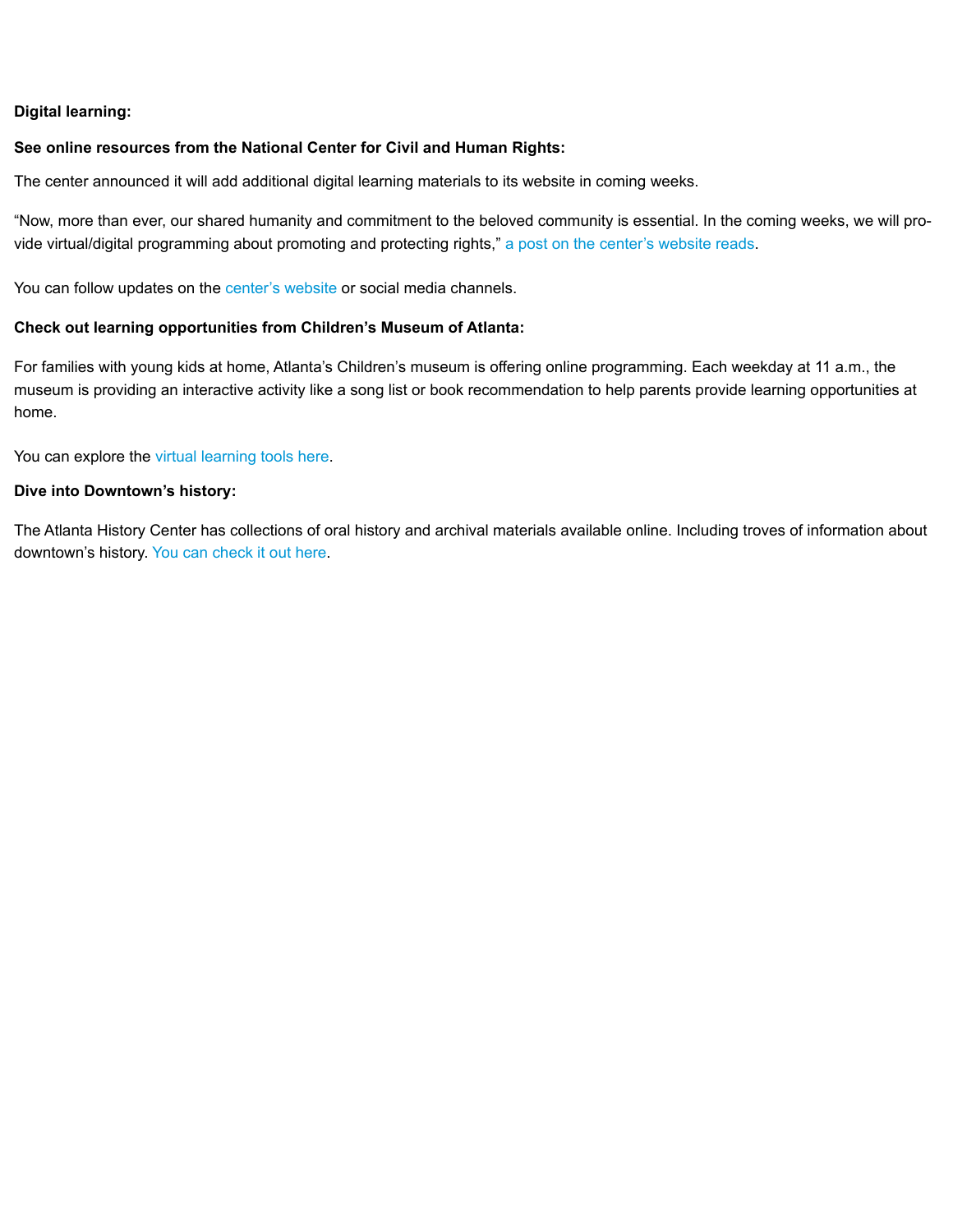**Digital learning:**

**See online resources from the National Center for Civil and Human Rights:**

The center announced it will add additional digital learning materials to its website in coming weeks.

“Now, more than ever, our shared humanity and commitment to the beloved community is essential. In the coming weeks, we will provide virtual/digital programming about promoting and protecting rights,” a post on the center’s website reads.

You can follow updates on the center’s website or social media channels.

**Check out learning opportunities from Children’s Museum of Atlanta:**

For families with young kids at home, Atlanta’s Children’s museum is offering online programming. Each weekday at 11 a.m., the museum is providing an interactive activity like a song list or book recommendation to help parents provide learning opportunities at home.

You can explore the virtual learning tools here.

**Dive into Downtown’s history:**

The Atlanta History Center has collections of oral history and archival materials available online. Including troves of information about downtown’s history. You can check it out here.